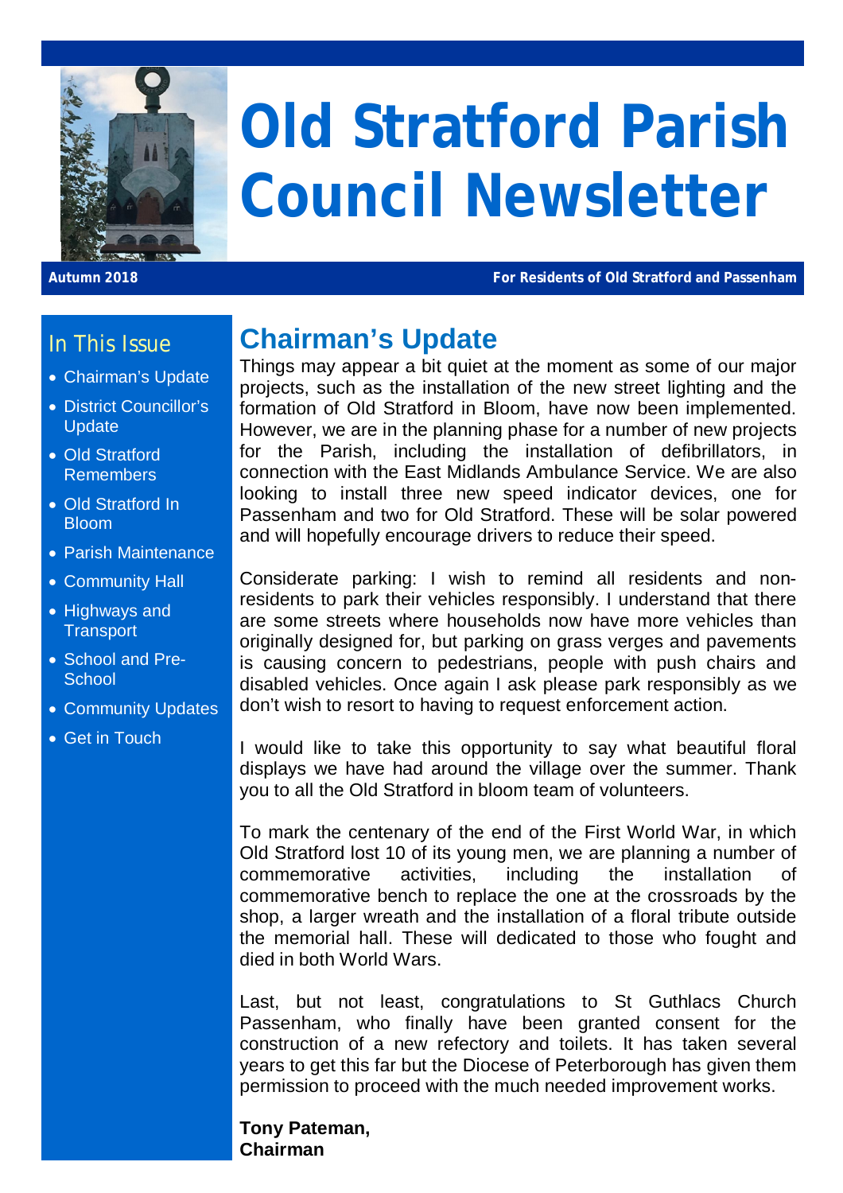# Old Stratford Parish Council Newsletter

**Autumn 2018** | **For Residents of Old Stratford and Passenham**

## In This Issue

- Chairman's Update
- District Councillor's Update
- Old Stratford Remembers
- Old Stratford In Bloom
- Parish Maintenance
- Community Hall
- Highways and Transport
- School and Pre-School
- Community Updates
- Get in Touch

## Chairman's Update

Things may appear a bit quiet at the moment as some of our major projects, such as the installation of the new street lighting and the formation of Old Stratford in Bloom, have now been implemented. However, we are in the planning phase for a number of new projects for the Parish, including the installation of defibrillators, in connection with the East Midlands Ambulance Service. We are also looking to install three new speed indicator devices, one for Passenham and two for Old Stratford. These will be solar powered and will hopefully encourage drivers to reduce their speed.

Considerate parking: I wish to remind all residents and non-residents to park their vehicles responsibly. I understand that there are some streets where households now have more vehicles than originally designed for, but parking on grass verges and pavements is causing concern to pedestrians, people with push chairs and disabled vehicles. Once again I ask please park responsibly as we don't wish to resort to having to request enforcement action.

I would like to take this opportunity to say what beautiful floral displays we have had around the village over the summer. Thank you to all the Old Stratford in bloom team of volunteers.

To mark the centenary of the end of the First World War, in which Old Stratford lost 10 of its young men, we are planning a number of commemorative activities, including the installation of commemorative bench to replace the one at the crossroads by the shop, a larger wreath and the installation of a floral tribute outside the memorial hall. These will dedicated to those who fought and died in both World Wars.

Last, but not least, congratulations to St Guthlacs Church Passenham, who finally have been granted consent for the construction of a new refectory and toilets. It has taken several years to get this far but the Diocese of Peterborough has given them permission to proceed with the much needed improvement works.

**Tony Pateman,**
**Chairman**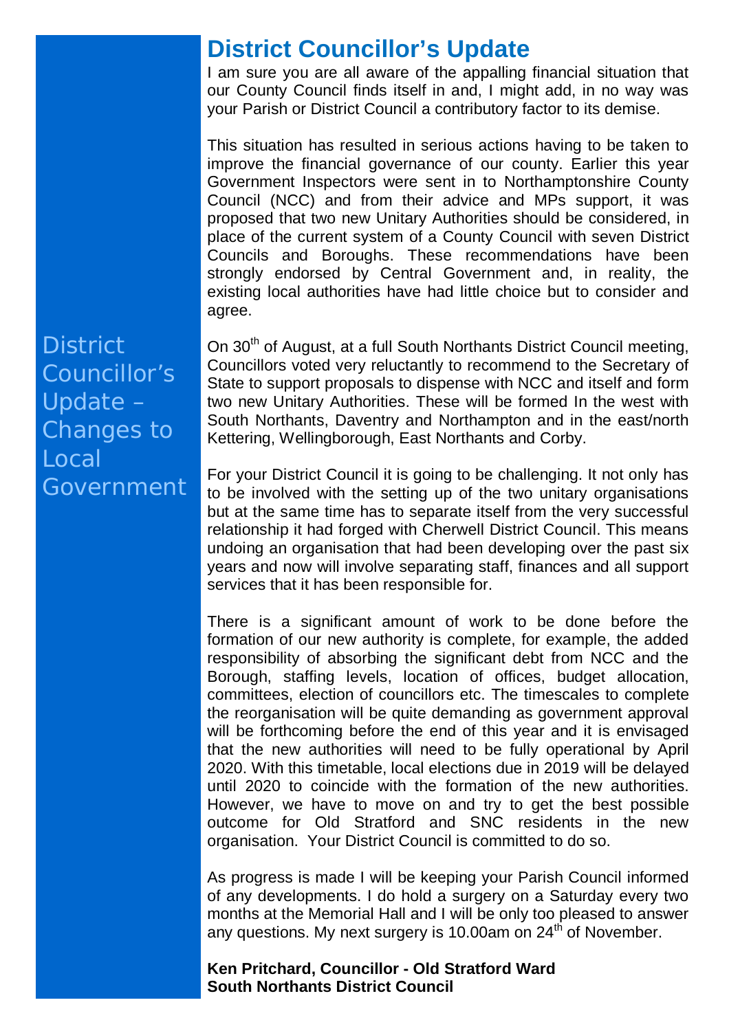## District Councillor's Update

District Councillor's Update – Changes to Local Government

I am sure you are all aware of the appalling financial situation that our County Council finds itself in and, I might add, in no way was your Parish or District Council a contributory factor to its demise.

This situation has resulted in serious actions having to be taken to improve the financial governance of our county. Earlier this year Government Inspectors were sent in to Northamptonshire County Council (NCC) and from their advice and MPs support, it was proposed that two new Unitary Authorities should be considered, in place of the current system of a County Council with seven District Councils and Boroughs. These recommendations have been strongly endorsed by Central Government and, in reality, the existing local authorities have had little choice but to consider and agree.

On 30th of August, at a full South Northants District Council meeting, Councillors voted very reluctantly to recommend to the Secretary of State to support proposals to dispense with NCC and itself and form two new Unitary Authorities. These will be formed In the west with South Northants, Daventry and Northampton and in the east/north Kettering, Wellingborough, East Northants and Corby.

For your District Council it is going to be challenging. It not only has to be involved with the setting up of the two unitary organisations but at the same time has to separate itself from the very successful relationship it had forged with Cherwell District Council. This means undoing an organisation that had been developing over the past six years and now will involve separating staff, finances and all support services that it has been responsible for.

There is a significant amount of work to be done before the formation of our new authority is complete, for example, the added responsibility of absorbing the significant debt from NCC and the Borough, staffing levels, location of offices, budget allocation, committees, election of councillors etc. The timescales to complete the reorganisation will be quite demanding as government approval will be forthcoming before the end of this year and it is envisaged that the new authorities will need to be fully operational by April 2020. With this timetable, local elections due in 2019 will be delayed until 2020 to coincide with the formation of the new authorities. However, we have to move on and try to get the best possible outcome for Old Stratford and SNC residents in the new organisation. Your District Council is committed to do so.

As progress is made I will be keeping your Parish Council informed of any developments. I do hold a surgery on a Saturday every two months at the Memorial Hall and I will be only too pleased to answer any questions. My next surgery is 10.00am on 24th of November.

**Ken Pritchard, Councillor - Old Stratford Ward**
**South Northants District Council**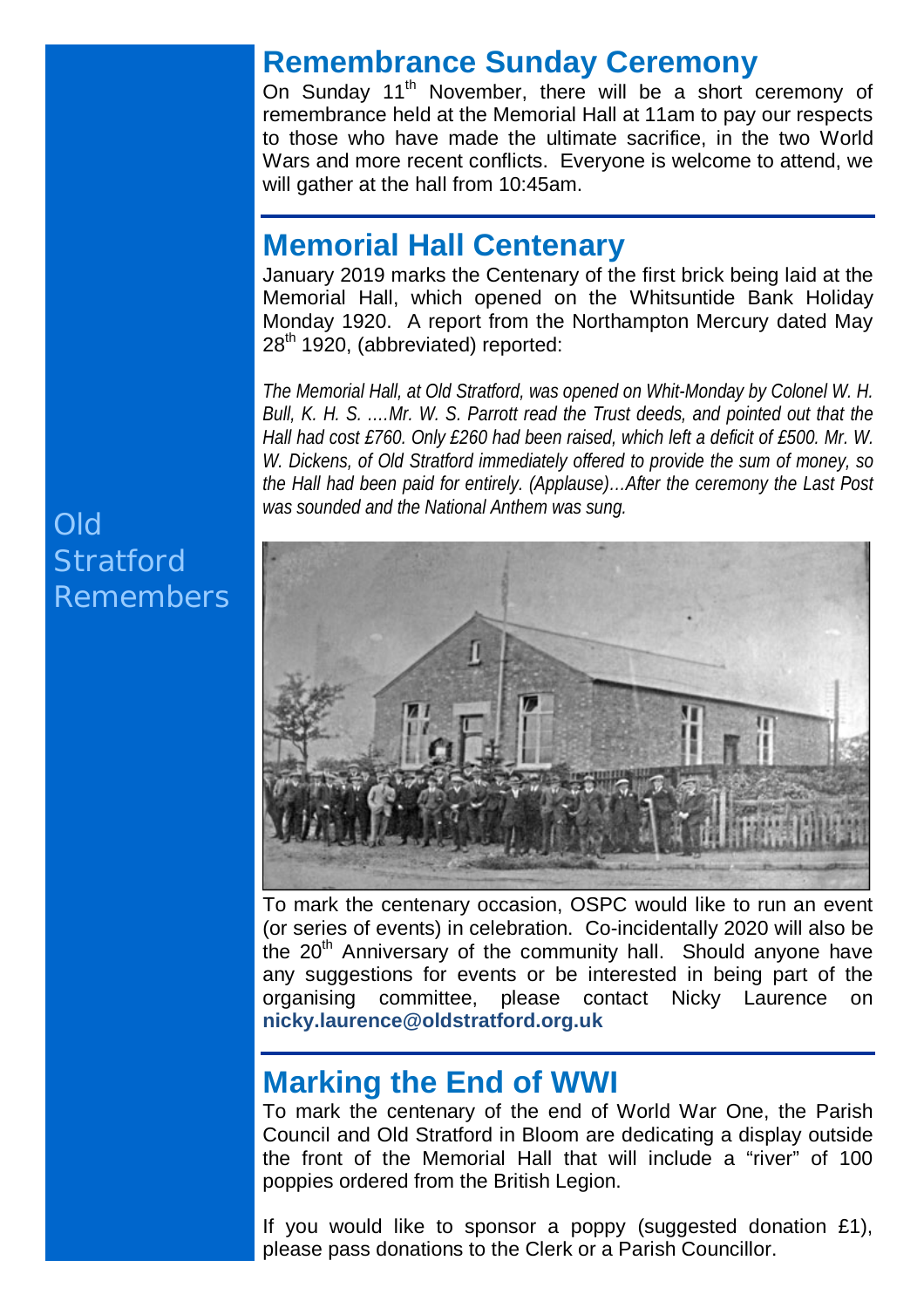Old Stratford Remembers

## Remembrance Sunday Ceremony

On Sunday 11th November, there will be a short ceremony of remembrance held at the Memorial Hall at 11am to pay our respects to those who have made the ultimate sacrifice, in the two World Wars and more recent conflicts. Everyone is welcome to attend, we will gather at the hall from 10:45am.

## Memorial Hall Centenary

January 2019 marks the Centenary of the first brick being laid at the Memorial Hall, which opened on the Whitsuntide Bank Holiday Monday 1920. A report from the Northampton Mercury dated May 28th 1920, (abbreviated) reported:

*The Memorial Hall, at Old Stratford, was opened on Whit-Monday by Colonel W. H. Bull, K. H. S. ….Mr. W. S. Parrott read the Trust deeds, and pointed out that the Hall had cost £760. Only £260 had been raised, which left a deficit of £500. Mr. W. W. Dickens, of Old Stratford immediately offered to provide the sum of money, so the Hall had been paid for entirely. (Applause)…After the ceremony the Last Post was sounded and the National Anthem was sung.*

To mark the centenary occasion, OSPC would like to run an event (or series of events) in celebration. Co-incidentally 2020 will also be the 20th Anniversary of the community hall. Should anyone have any suggestions for events or be interested in being part of the organising committee, please contact Nicky Laurence on **nicky.laurence@oldstratford.org.uk**

## Marking the End of WWI

To mark the centenary of the end of World War One, the Parish Council and Old Stratford in Bloom are dedicating a display outside the front of the Memorial Hall that will include a "river" of 100 poppies ordered from the British Legion.

If you would like to sponsor a poppy (suggested donation £1), please pass donations to the Clerk or a Parish Councillor.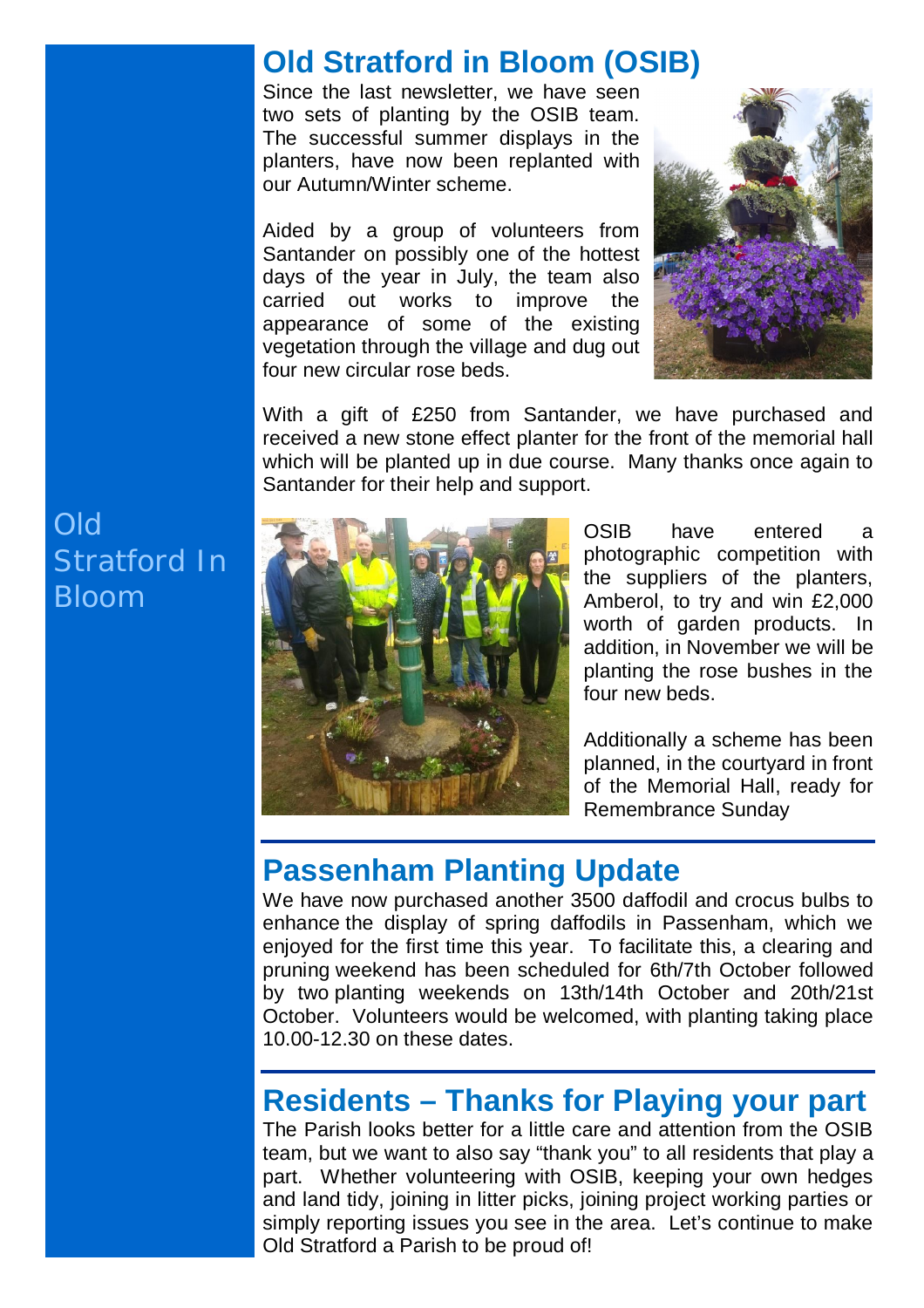Old Stratford In Bloom

## Old Stratford in Bloom (OSIB)

Since the last newsletter, we have seen two sets of planting by the OSIB team. The successful summer displays in the planters, have now been replanted with our Autumn/Winter scheme.

Aided by a group of volunteers from Santander on possibly one of the hottest days of the year in July, the team also carried out works to improve the appearance of some of the existing vegetation through the village and dug out four new circular rose beds.

With a gift of £250 from Santander, we have purchased and received a new stone effect planter for the front of the memorial hall which will be planted up in due course. Many thanks once again to Santander for their help and support.

OSIB have entered a photographic competition with the suppliers of the planters, Amberol, to try and win £2,000 worth of garden products. In addition, in November we will be planting the rose bushes in the four new beds.

Additionally a scheme has been planned, in the courtyard in front of the Memorial Hall, ready for Remembrance Sunday

## Passenham Planting Update

We have now purchased another 3500 daffodil and crocus bulbs to enhance the display of spring daffodils in Passenham, which we enjoyed for the first time this year. To facilitate this, a clearing and pruning weekend has been scheduled for 6th/7th October followed by two planting weekends on 13th/14th October and 20th/21st October. Volunteers would be welcomed, with planting taking place 10.00-12.30 on these dates.

## Residents – Thanks for Playing your part

The Parish looks better for a little care and attention from the OSIB team, but we want to also say "thank you" to all residents that play a part. Whether volunteering with OSIB, keeping your own hedges and land tidy, joining in litter picks, joining project working parties or simply reporting issues you see in the area. Let's continue to make Old Stratford a Parish to be proud of!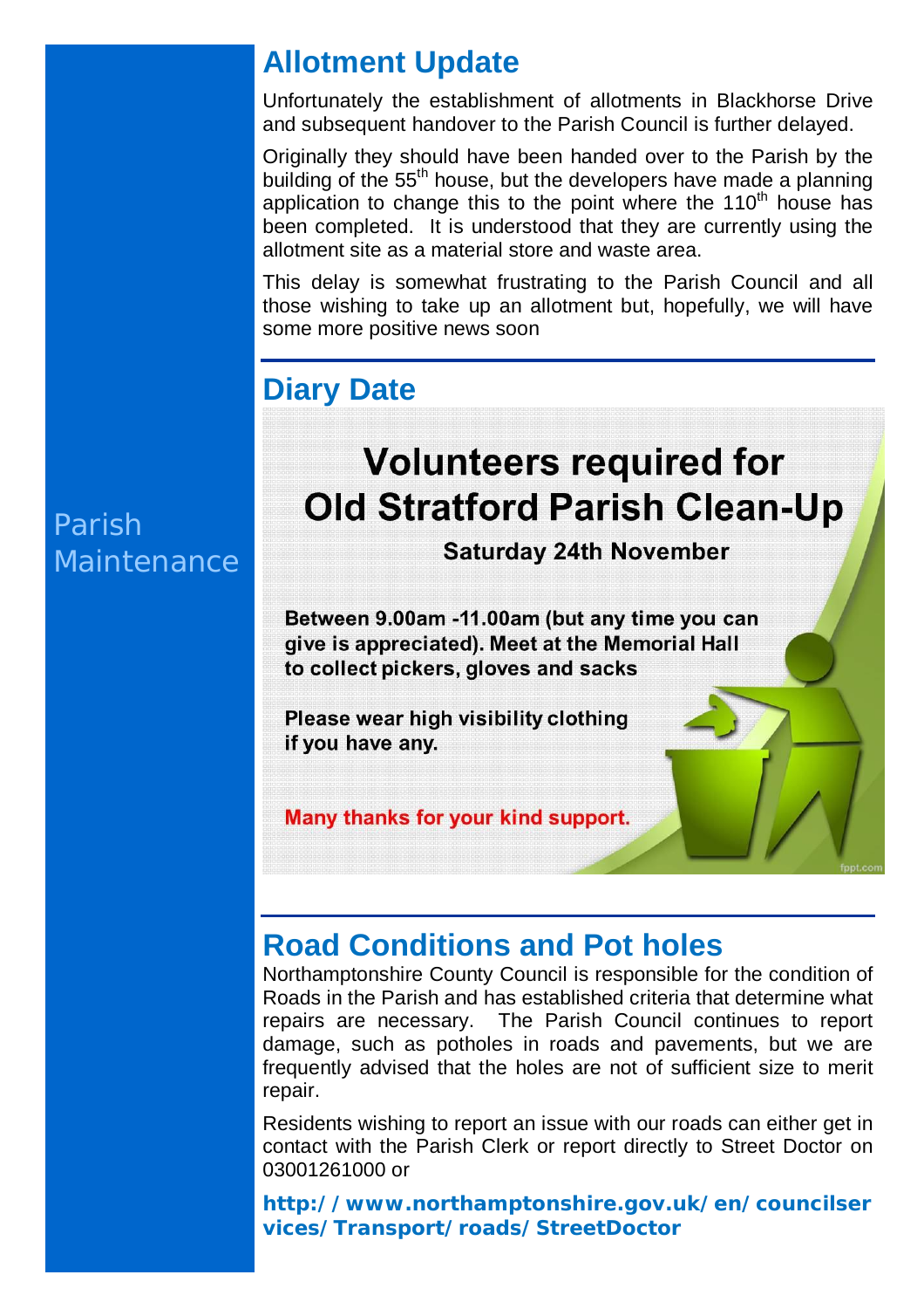Parish Maintenance

## Allotment Update

Unfortunately the establishment of allotments in Blackhorse Drive and subsequent handover to the Parish Council is further delayed.

Originally they should have been handed over to the Parish by the building of the 55th house, but the developers have made a planning application to change this to the point where the 110th house has been completed. It is understood that they are currently using the allotment site as a material store and waste area.

This delay is somewhat frustrating to the Parish Council and all those wishing to take up an allotment but, hopefully, we will have some more positive news soon

## Diary Date

**Volunteers required for Old Stratford Parish Clean-Up**

**Saturday 24th November**

**Between 9.00am -11.00am (but any time you can give is appreciated). Meet at the Memorial Hall to collect pickers, gloves and sacks**

**Please wear high visibility clothing if you have any.**

**Many thanks for your kind support.**

## Road Conditions and Pot holes

Northamptonshire County Council is responsible for the condition of Roads in the Parish and has established criteria that determine what repairs are necessary. The Parish Council continues to report damage, such as potholes in roads and pavements, but we are frequently advised that the holes are not of sufficient size to merit repair.

Residents wishing to report an issue with our roads can either get in contact with the Parish Clerk or report directly to Street Doctor on 03001261000 or

**http://www.northamptonshire.gov.uk/en/councilservices/Transport/roads/StreetDoctor**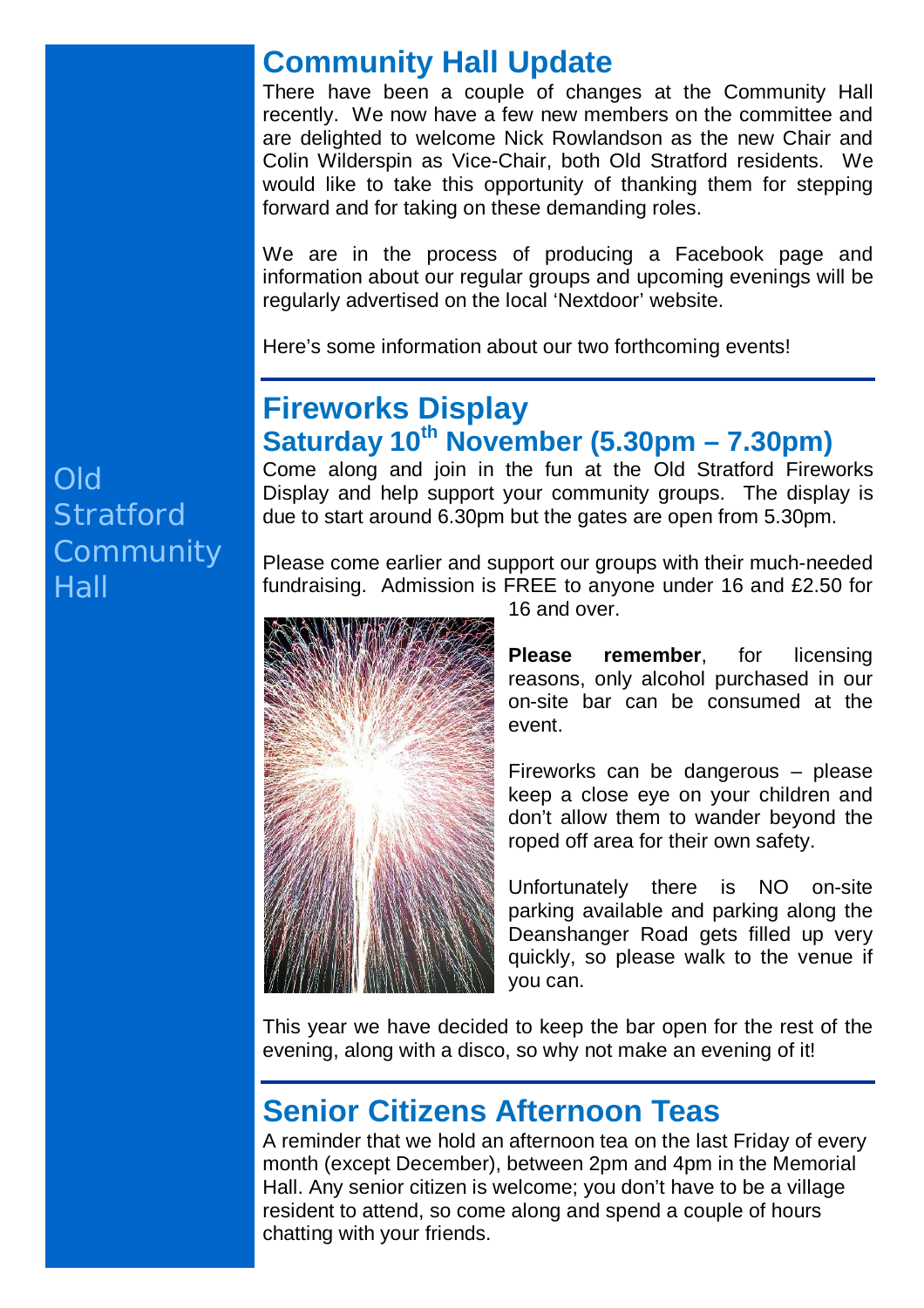Old Stratford Community Hall

## Community Hall Update

There have been a couple of changes at the Community Hall recently. We now have a few new members on the committee and are delighted to welcome Nick Rowlandson as the new Chair and Colin Wilderspin as Vice-Chair, both Old Stratford residents. We would like to take this opportunity of thanking them for stepping forward and for taking on these demanding roles.

We are in the process of producing a Facebook page and information about our regular groups and upcoming evenings will be regularly advertised on the local 'Nextdoor' website.

Here's some information about our two forthcoming events!

## Fireworks Display

## Saturday 10th November (5.30pm – 7.30pm)

Come along and join in the fun at the Old Stratford Fireworks Display and help support your community groups. The display is due to start around 6.30pm but the gates are open from 5.30pm.

Please come earlier and support our groups with their much-needed fundraising. Admission is FREE to anyone under 16 and £2.50 for 16 and over.

**Please remember**, for licensing reasons, only alcohol purchased in our on-site bar can be consumed at the event.

Fireworks can be dangerous – please keep a close eye on your children and don't allow them to wander beyond the roped off area for their own safety.

Unfortunately there is NO on-site parking available and parking along the Deanshanger Road gets filled up very quickly, so please walk to the venue if you can.

This year we have decided to keep the bar open for the rest of the evening, along with a disco, so why not make an evening of it!

## Senior Citizens Afternoon Teas

A reminder that we hold an afternoon tea on the last Friday of every month (except December), between 2pm and 4pm in the Memorial Hall. Any senior citizen is welcome; you don't have to be a village resident to attend, so come along and spend a couple of hours chatting with your friends.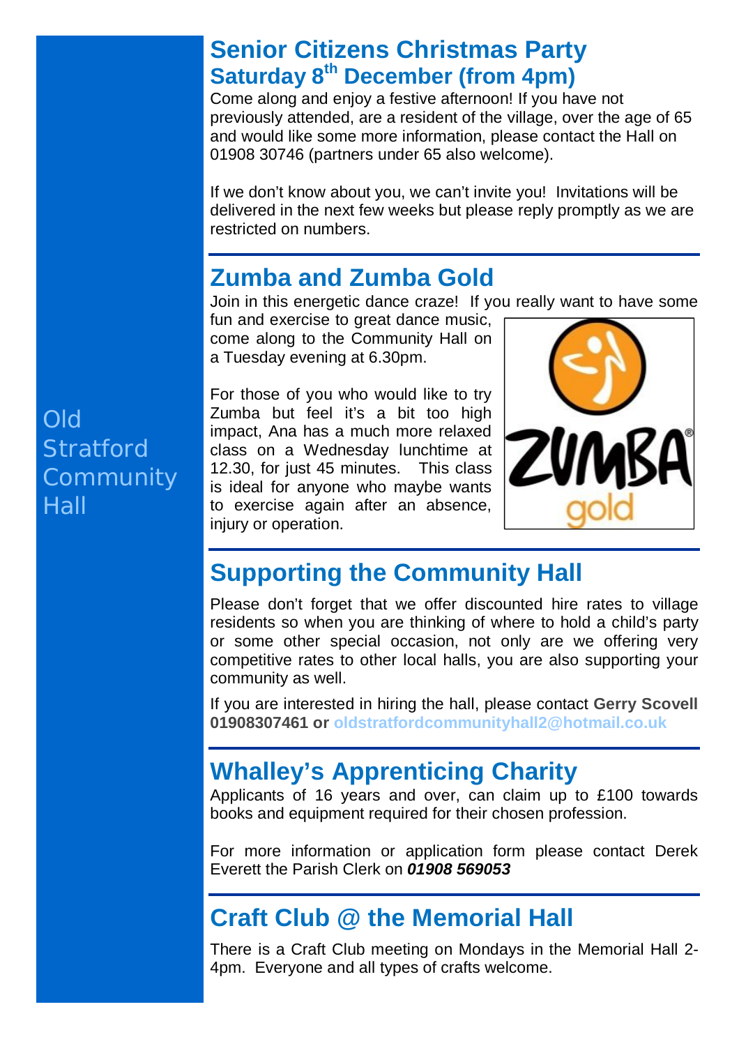Old Stratford Community Hall

## Senior Citizens Christmas Party
### Saturday 8th December (from 4pm)

Come along and enjoy a festive afternoon! If you have not previously attended, are a resident of the village, over the age of 65 and would like some more information, please contact the Hall on 01908 30746 (partners under 65 also welcome).

If we don't know about you, we can't invite you! Invitations will be delivered in the next few weeks but please reply promptly as we are restricted on numbers.

## Zumba and Zumba Gold

Join in this energetic dance craze! If you really want to have some fun and exercise to great dance music, come along to the Community Hall on a Tuesday evening at 6.30pm.

For those of you who would like to try Zumba but feel it's a bit too high impact, Ana has a much more relaxed class on a Wednesday lunchtime at 12.30, for just 45 minutes. This class is ideal for anyone who maybe wants to exercise again after an absence, injury or operation.

## Supporting the Community Hall

Please don't forget that we offer discounted hire rates to village residents so when you are thinking of where to hold a child's party or some other special occasion, not only are we offering very competitive rates to other local halls, you are also supporting your community as well.

If you are interested in hiring the hall, please contact **Gerry Scovell 01908307461 or oldstratfordcommunityhall2@hotmail.co.uk**

## Whalley's Apprenticing Charity

Applicants of 16 years and over, can claim up to £100 towards books and equipment required for their chosen profession.

For more information or application form please contact Derek Everett the Parish Clerk on ***01908 569053***

## Craft Club @ the Memorial Hall

There is a Craft Club meeting on Mondays in the Memorial Hall 2-4pm. Everyone and all types of crafts welcome.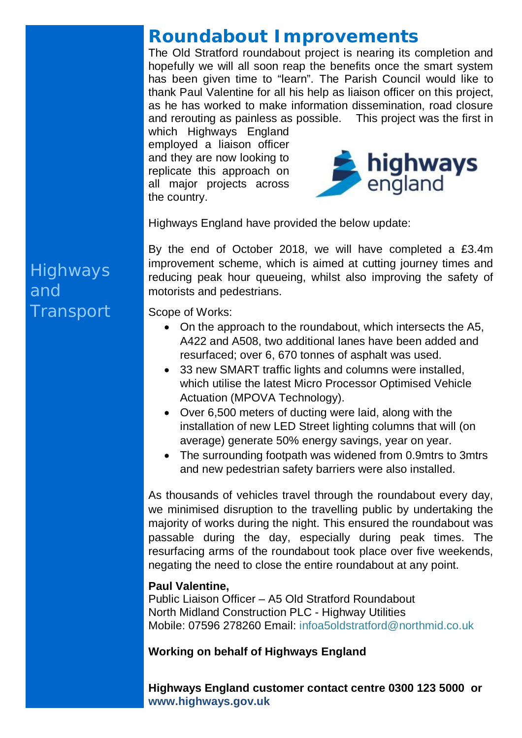Highways and Transport

# Roundabout Improvements

The Old Stratford roundabout project is nearing its completion and hopefully we will all soon reap the benefits once the smart system has been given time to "learn". The Parish Council would like to thank Paul Valentine for all his help as liaison officer on this project, as he has worked to make information dissemination, road closure and rerouting as painless as possible. This project was the first in which Highways England employed a liaison officer and they are now looking to replicate this approach on all major projects across the country.

Highways England have provided the below update:

By the end of October 2018, we will have completed a £3.4m improvement scheme, which is aimed at cutting journey times and reducing peak hour queueing, whilst also improving the safety of motorists and pedestrians.

Scope of Works:

- On the approach to the roundabout, which intersects the A5, A422 and A508, two additional lanes have been added and resurfaced; over 6, 670 tonnes of asphalt was used.
- 33 new SMART traffic lights and columns were installed, which utilise the latest Micro Processor Optimised Vehicle Actuation (MPOVA Technology).
- Over 6,500 meters of ducting were laid, along with the installation of new LED Street lighting columns that will (on average) generate 50% energy savings, year on year.
- The surrounding footpath was widened from 0.9mtrs to 3mtrs and new pedestrian safety barriers were also installed.

As thousands of vehicles travel through the roundabout every day, we minimised disruption to the travelling public by undertaking the majority of works during the night. This ensured the roundabout was passable during the day, especially during peak times. The resurfacing arms of the roundabout took place over five weekends, negating the need to close the entire roundabout at any point.

**Paul Valentine,**
Public Liaison Officer – A5 Old Stratford Roundabout
North Midland Construction PLC - Highway Utilities
Mobile: 07596 278260 Email: infoa5oldstratford@northmid.co.uk

**Working on behalf of Highways England**

**Highways England customer contact centre 0300 123 5000 or www.highways.gov.uk**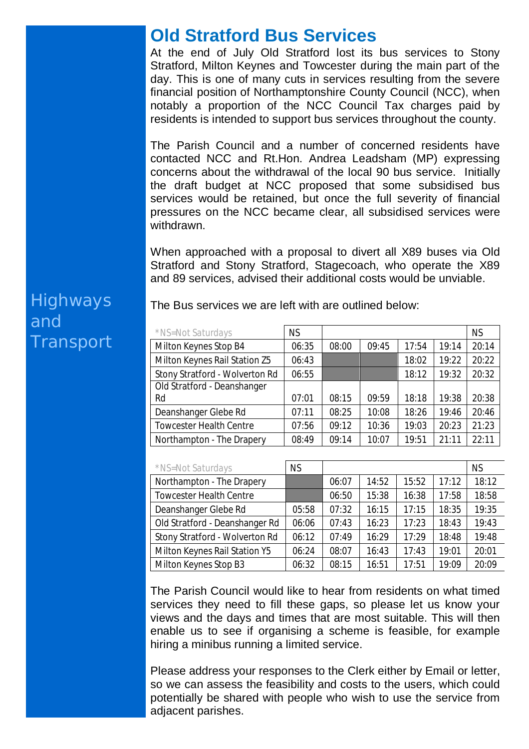Highways and Transport

# Old Stratford Bus Services

At the end of July Old Stratford lost its bus services to Stony Stratford, Milton Keynes and Towcester during the main part of the day. This is one of many cuts in services resulting from the severe financial position of Northamptonshire County Council (NCC), when notably a proportion of the NCC Council Tax charges paid by residents is intended to support bus services throughout the county.

The Parish Council and a number of concerned residents have contacted NCC and Rt.Hon. Andrea Leadsham (MP) expressing concerns about the withdrawal of the local 90 bus service. Initially the draft budget at NCC proposed that some subsidised bus services would be retained, but once the full severity of financial pressures on the NCC became clear, all subsidised services were withdrawn.

When approached with a proposal to divert all X89 buses via Old Stratford and Stony Stratford, Stagecoach, who operate the X89 and 89 services, advised their additional costs would be unviable.

The Bus services we are left with are outlined below:

| *NS=Not Saturdays | NS | | | | | NS |
|---|---|---|---|---|---|---|
| Milton Keynes Stop B4 | 06:35 | 08:00 | 09:45 | 17:54 | 19:14 | 20:14 |
| Milton Keynes Rail Station Z5 | 06:43 | | | 18:02 | 19:22 | 20:22 |
| Stony Stratford - Wolverton Rd | 06:55 | | | 18:12 | 19:32 | 20:32 |
| Old Stratford - Deanshanger Rd | 07:01 | 08:15 | 09:59 | 18:18 | 19:38 | 20:38 |
| Deanshanger Glebe Rd | 07:11 | 08:25 | 10:08 | 18:26 | 19:46 | 20:46 |
| Towcester Health Centre | 07:56 | 09:12 | 10:36 | 19:03 | 20:23 | 21:23 |
| Northampton - The Drapery | 08:49 | 09:14 | 10:07 | 19:51 | 21:11 | 22:11 |

| *NS=Not Saturdays | NS | | | | | NS |
|---|---|---|---|---|---|---|
| Northampton - The Drapery | | 06:07 | 14:52 | 15:52 | 17:12 | 18:12 |
| Towcester Health Centre | | 06:50 | 15:38 | 16:38 | 17:58 | 18:58 |
| Deanshanger Glebe Rd | 05:58 | 07:32 | 16:15 | 17:15 | 18:35 | 19:35 |
| Old Stratford - Deanshanger Rd | 06:06 | 07:43 | 16:23 | 17:23 | 18:43 | 19:43 |
| Stony Stratford - Wolverton Rd | 06:12 | 07:49 | 16:29 | 17:29 | 18:48 | 19:48 |
| Milton Keynes Rail Station Y5 | 06:24 | 08:07 | 16:43 | 17:43 | 19:01 | 20:01 |
| Milton Keynes Stop B3 | 06:32 | 08:15 | 16:51 | 17:51 | 19:09 | 20:09 |

The Parish Council would like to hear from residents on what timed services they need to fill these gaps, so please let us know your views and the days and times that are most suitable. This will then enable us to see if organising a scheme is feasible, for example hiring a minibus running a limited service.

Please address your responses to the Clerk either by Email or letter, so we can assess the feasibility and costs to the users, which could potentially be shared with people who wish to use the service from adjacent parishes.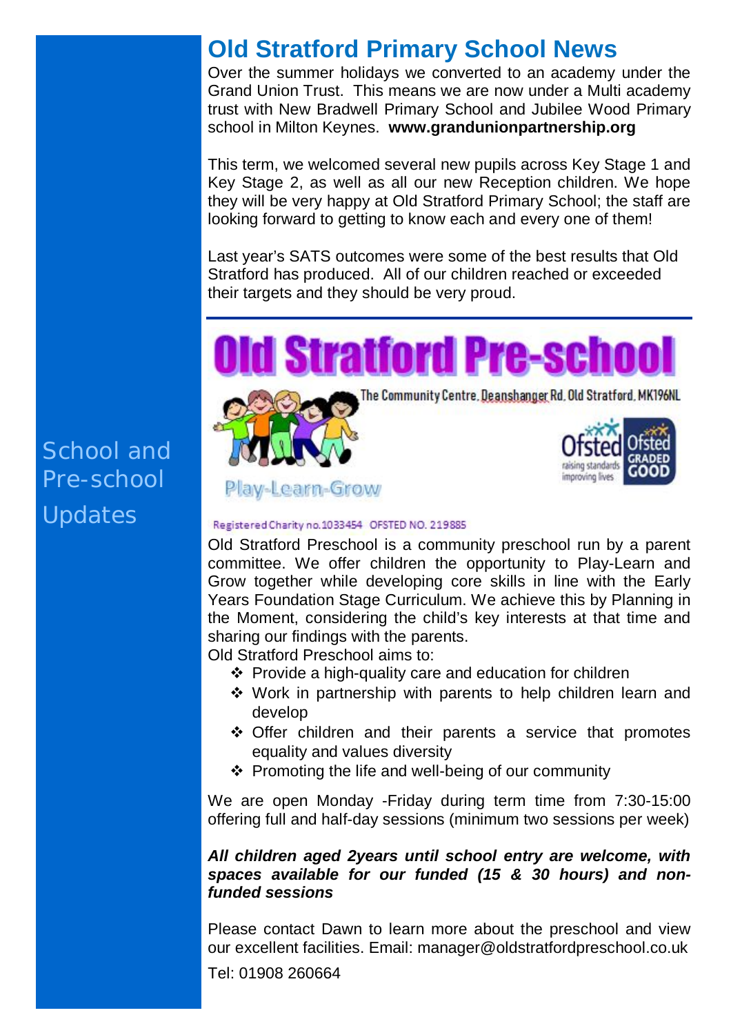School and Pre-school Updates

# Old Stratford Primary School News

Over the summer holidays we converted to an academy under the Grand Union Trust. This means we are now under a Multi academy trust with New Bradwell Primary School and Jubilee Wood Primary school in Milton Keynes. **www.grandunionpartnership.org**

This term, we welcomed several new pupils across Key Stage 1 and Key Stage 2, as well as all our new Reception children. We hope they will be very happy at Old Stratford Primary School; the staff are looking forward to getting to know each and every one of them!

Last year's SATS outcomes were some of the best results that Old Stratford has produced. All of our children reached or exceeded their targets and they should be very proud.

# Old Stratford Pre-school

The Community Centre, Deanshanger Rd, Old Stratford, MK196NL

Play-Learn-Grow

Ofsted raising standards improving lives — Ofsted GRADED GOOD

Registered Charity no.1033454 OFSTED NO. 219885

Old Stratford Preschool is a community preschool run by a parent committee. We offer children the opportunity to Play-Learn and Grow together while developing core skills in line with the Early Years Foundation Stage Curriculum. We achieve this by Planning in the Moment, considering the child's key interests at that time and sharing our findings with the parents.

Old Stratford Preschool aims to:

- Provide a high-quality care and education for children
- Work in partnership with parents to help children learn and develop
- Offer children and their parents a service that promotes equality and values diversity
- Promoting the life and well-being of our community

We are open Monday -Friday during term time from 7:30-15:00 offering full and half-day sessions (minimum two sessions per week)

***All children aged 2years until school entry are welcome, with spaces available for our funded (15 & 30 hours) and non-funded sessions***

Please contact Dawn to learn more about the preschool and view our excellent facilities. Email: manager@oldstratfordpreschool.co.uk

Tel: 01908 260664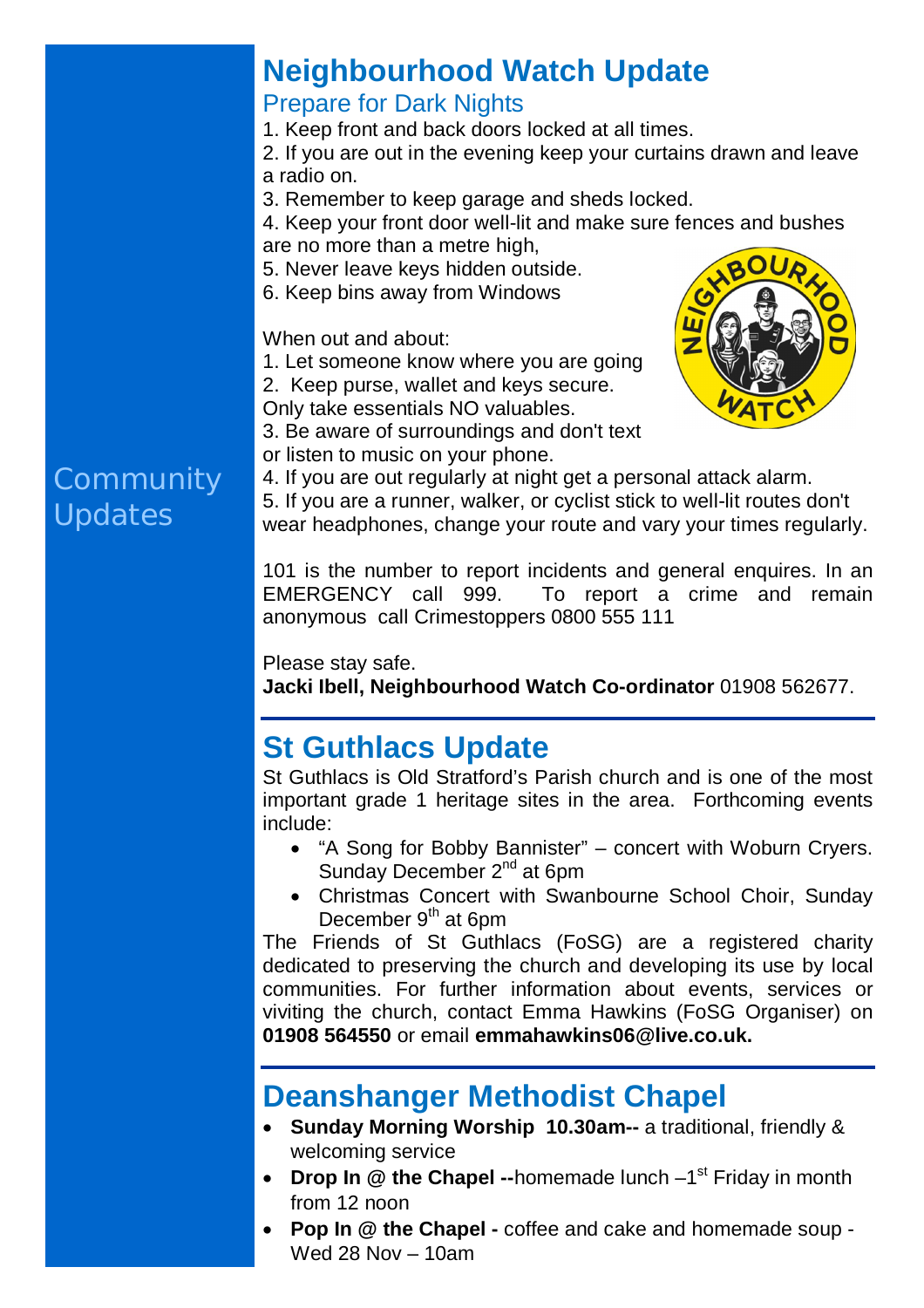Community Updates

## Neighbourhood Watch Update

### Prepare for Dark Nights

1. Keep front and back doors locked at all times.
2. If you are out in the evening keep your curtains drawn and leave a radio on.
3. Remember to keep garage and sheds locked.
4. Keep your front door well-lit and make sure fences and bushes are no more than a metre high,
5. Never leave keys hidden outside.
6. Keep bins away from Windows

When out and about:

1. Let someone know where you are going
2. Keep purse, wallet and keys secure. Only take essentials NO valuables.
3. Be aware of surroundings and don't text or listen to music on your phone.
4. If you are out regularly at night get a personal attack alarm.
5. If you are a runner, walker, or cyclist stick to well-lit routes don't wear headphones, change your route and vary your times regularly.

101 is the number to report incidents and general enquires. In an EMERGENCY call 999. To report a crime and remain anonymous call Crimestoppers 0800 555 111

Please stay safe.
**Jacki Ibell, Neighbourhood Watch Co-ordinator** 01908 562677.

## St Guthlacs Update

St Guthlacs is Old Stratford's Parish church and is one of the most important grade 1 heritage sites in the area. Forthcoming events include:

- "A Song for Bobby Bannister" – concert with Woburn Cryers. Sunday December 2nd at 6pm
- Christmas Concert with Swanbourne School Choir, Sunday December 9th at 6pm

The Friends of St Guthlacs (FoSG) are a registered charity dedicated to preserving the church and developing its use by local communities. For further information about events, services or viviting the church, contact Emma Hawkins (FoSG Organiser) on **01908 564550** or email **emmahawkins06@live.co.uk.**

## Deanshanger Methodist Chapel

- **Sunday Morning Worship 10.30am--** a traditional, friendly & welcoming service
- **Drop In @ the Chapel --**homemade lunch –1st Friday in month from 12 noon
- **Pop In @ the Chapel -** coffee and cake and homemade soup - Wed 28 Nov – 10am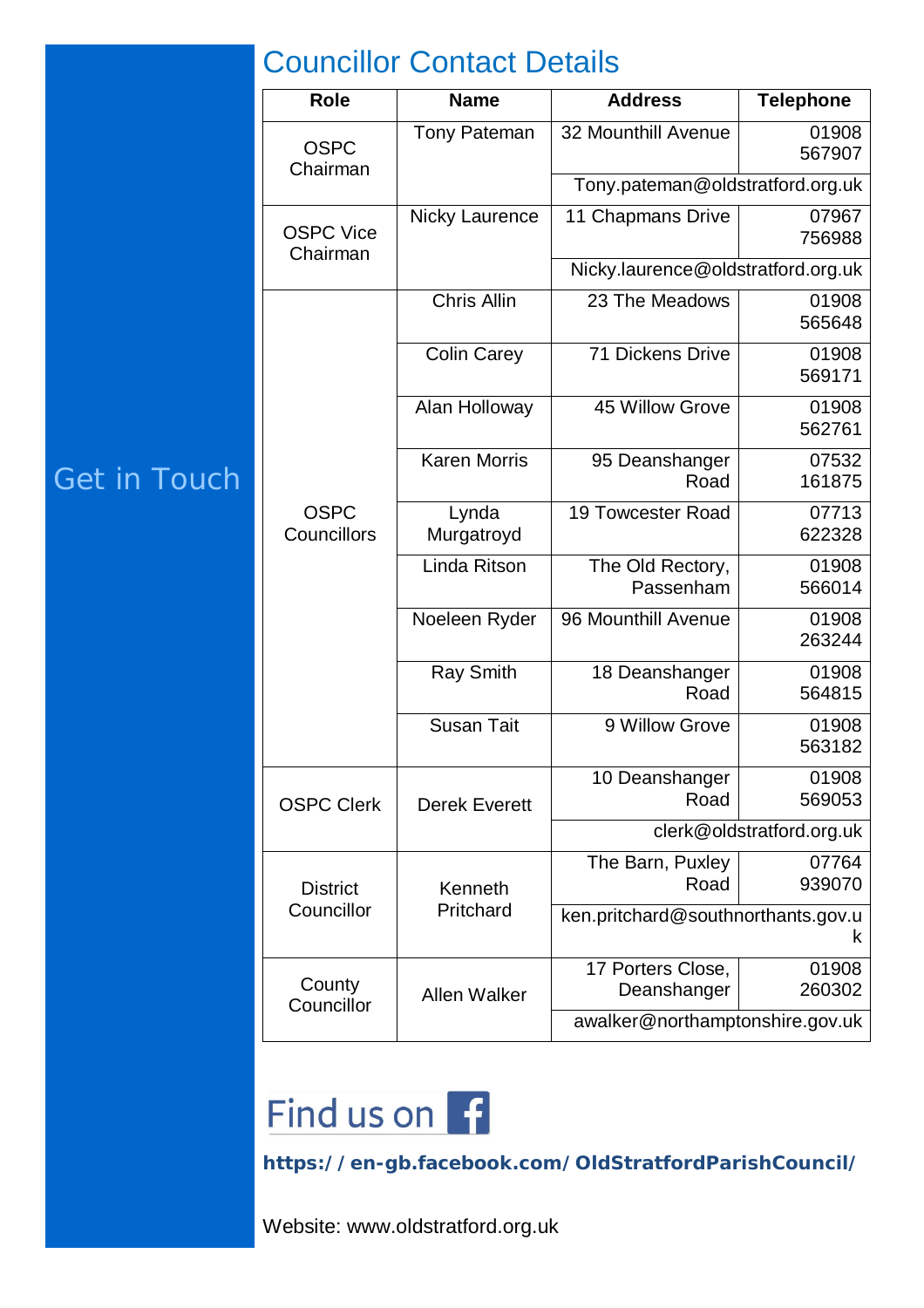Get in Touch

## Councillor Contact Details

| Role | Name | Address | Telephone |
|---|---|---|---|
| OSPC Chairman | Tony Pateman | 32 Mounthill Avenue | 01908 567907 |
| | | Tony.pateman@oldstratford.org.uk | |
| OSPC Vice Chairman | Nicky Laurence | 11 Chapmans Drive | 07967 756988 |
| | | Nicky.laurence@oldstratford.org.uk | |
| OSPC Councillors | Chris Allin | 23 The Meadows | 01908 565648 |
| | Colin Carey | 71 Dickens Drive | 01908 569171 |
| | Alan Holloway | 45 Willow Grove | 01908 562761 |
| | Karen Morris | 95 Deanshanger Road | 07532 161875 |
| | Lynda Murgatroyd | 19 Towcester Road | 07713 622328 |
| | Linda Ritson | The Old Rectory, Passenham | 01908 566014 |
| | Noeleen Ryder | 96 Mounthill Avenue | 01908 263244 |
| | Ray Smith | 18 Deanshanger Road | 01908 564815 |
| | Susan Tait | 9 Willow Grove | 01908 563182 |
| OSPC Clerk | Derek Everett | 10 Deanshanger Road | 01908 569053 |
| | | clerk@oldstratford.org.uk | |
| District Councillor | Kenneth Pritchard | The Barn, Puxley Road | 07764 939070 |
| | | ken.pritchard@southnorthants.gov.uk | |
| County Councillor | Allen Walker | 17 Porters Close, Deanshanger | 01908 260302 |
| | | awalker@northamptonshire.gov.uk | |

Find us on

**https://en-gb.facebook.com/OldStratfordParishCouncil/**

Website: www.oldstratford.org.uk